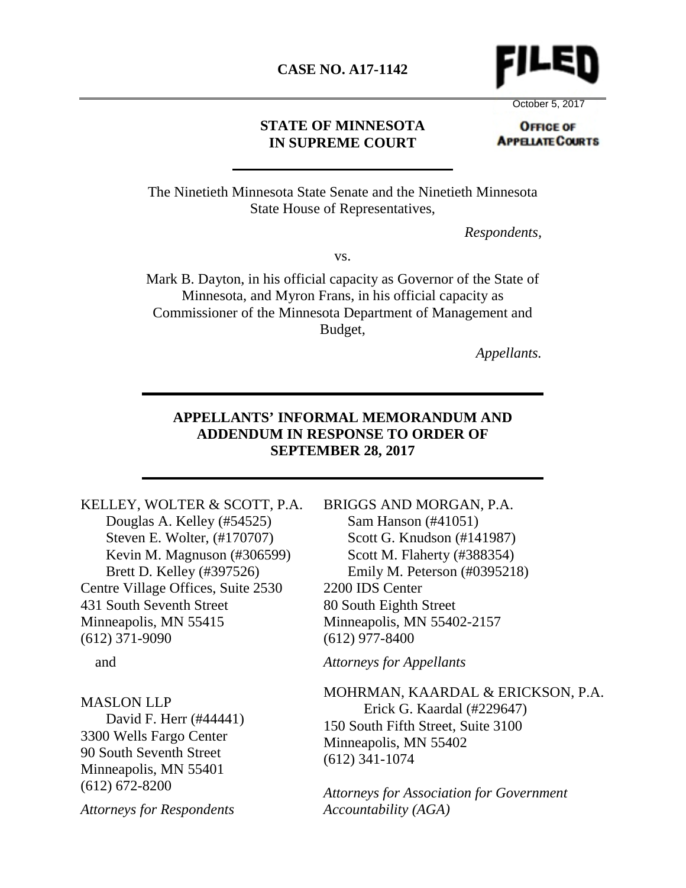**CASE NO. A17-1142**

FILED
October 5, 2017
OFFICE OF APPELLATE COURTS

**STATE OF MINNESOTA**
**IN SUPREME COURT**

---

The Ninetieth Minnesota State Senate and the Ninetieth Minnesota State House of Representatives,

*Respondents,*

vs.

Mark B. Dayton, in his official capacity as Governor of the State of Minnesota, and Myron Frans, in his official capacity as Commissioner of the Minnesota Department of Management and Budget,

*Appellants.*

---

**APPELLANTS' INFORMAL MEMORANDUM AND ADDENDUM IN RESPONSE TO ORDER OF SEPTEMBER 28, 2017**

---

KELLEY, WOLTER & SCOTT, P.A.
Douglas A. Kelley (#54525)
Steven E. Wolter, (#170707)
Kevin M. Magnuson (#306599)
Brett D. Kelley (#397526)
Centre Village Offices, Suite 2530
431 South Seventh Street
Minneapolis, MN 55415
(612) 371-9090

and

MASLON LLP
David F. Herr (#44441)
3300 Wells Fargo Center
90 South Seventh Street
Minneapolis, MN 55401
(612) 672-8200

*Attorneys for Respondents*

BRIGGS AND MORGAN, P.A.
Sam Hanson (#41051)
Scott G. Knudson (#141987)
Scott M. Flaherty (#388354)
Emily M. Peterson (#0395218)
2200 IDS Center
80 South Eighth Street
Minneapolis, MN 55402-2157
(612) 977-8400

*Attorneys for Appellants*

MOHRMAN, KAARDAL & ERICKSON, P.A.
Erick G. Kaardal (#229647)
150 South Fifth Street, Suite 3100
Minneapolis, MN 55402
(612) 341-1074

*Attorneys for Association for Government Accountability (AGA)*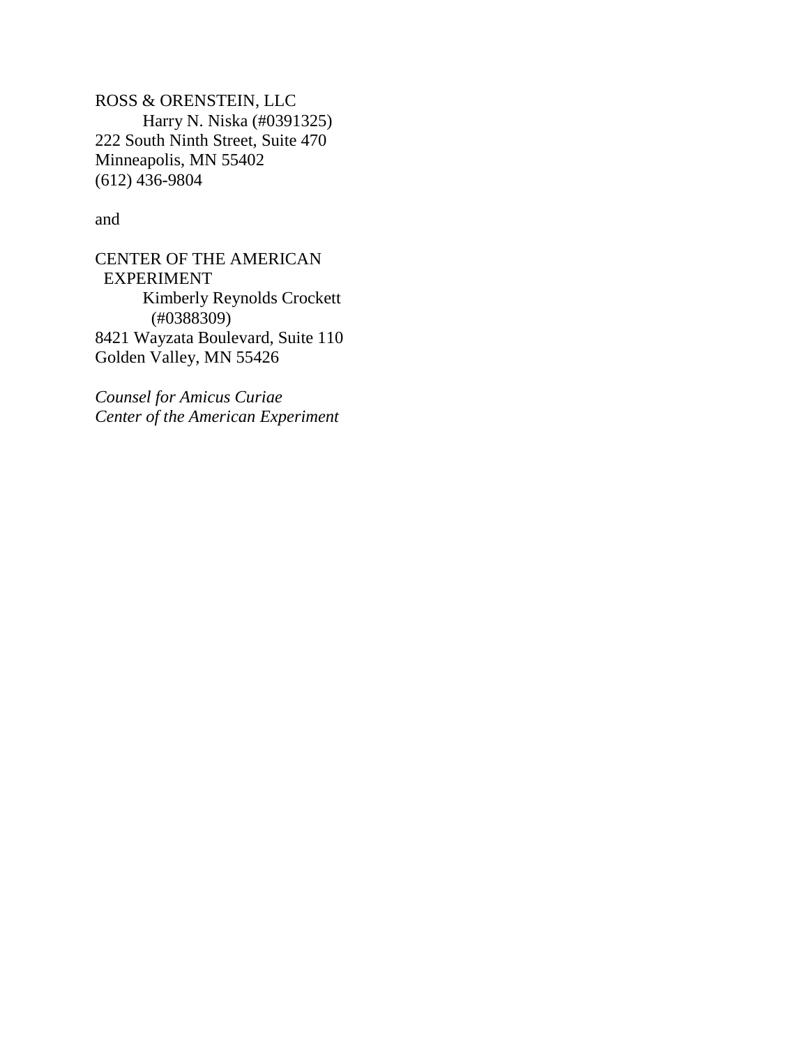ROSS & ORENSTEIN, LLC
Harry N. Niska (#0391325)
222 South Ninth Street, Suite 470
Minneapolis, MN 55402
(612) 436-9804

and

CENTER OF THE AMERICAN EXPERIMENT
Kimberly Reynolds Crockett (#0388309)
8421 Wayzata Boulevard, Suite 110
Golden Valley, MN 55426

*Counsel for Amicus Curiae*
*Center of the American Experiment*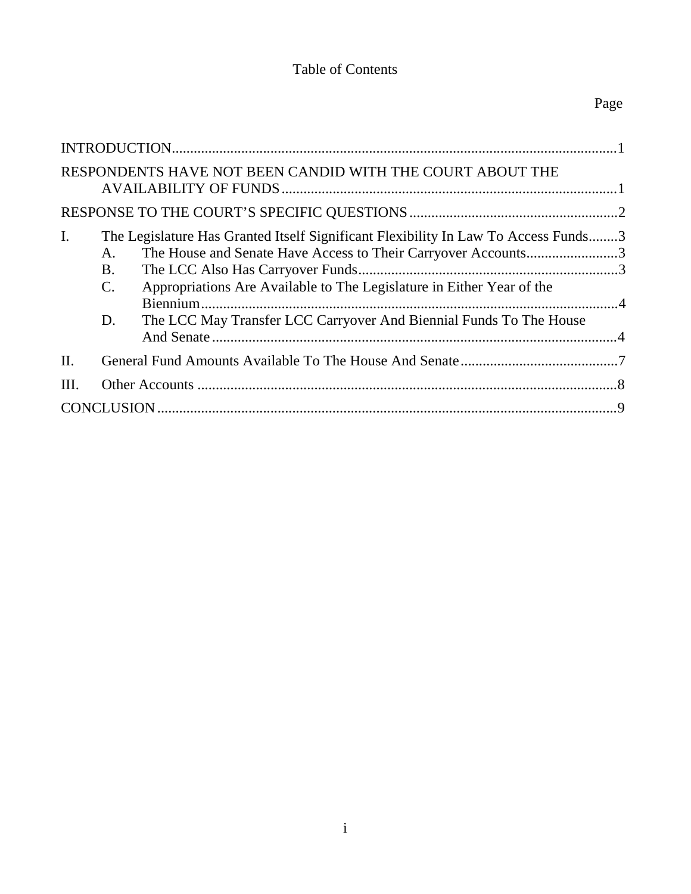# Table of Contents

Page

INTRODUCTION.........................................................................................................................1

RESPONDENTS HAVE NOT BEEN CANDID WITH THE COURT ABOUT THE AVAILABILITY OF FUNDS............................................................................................1

RESPONSE TO THE COURT'S SPECIFIC QUESTIONS.........................................................2

I. The Legislature Has Granted Itself Significant Flexibility In Law To Access Funds........3
   - A. The House and Senate Have Access to Their Carryover Accounts.........................3
   - B. The LCC Also Has Carryover Funds......................................................................3
   - C. Appropriations Are Available to The Legislature in Either Year of the Biennium..................................................................................................................4
   - D. The LCC May Transfer LCC Carryover And Biennial Funds To The House And Senate...............................................................................................................4

II. General Fund Amounts Available To The House And Senate...........................................7

III. Other Accounts ..................................................................................................................8

CONCLUSION.............................................................................................................................9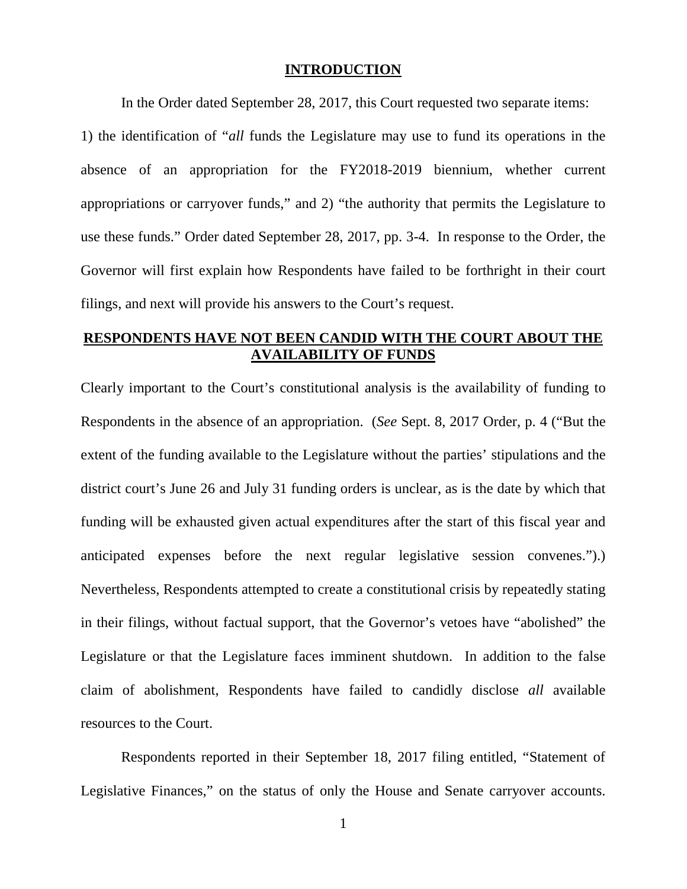## INTRODUCTION

In the Order dated September 28, 2017, this Court requested two separate items: 1) the identification of "*all* funds the Legislature may use to fund its operations in the absence of an appropriation for the FY2018-2019 biennium, whether current appropriations or carryover funds," and 2) "the authority that permits the Legislature to use these funds." Order dated September 28, 2017, pp. 3-4. In response to the Order, the Governor will first explain how Respondents have failed to be forthright in their court filings, and next will provide his answers to the Court's request.

## RESPONDENTS HAVE NOT BEEN CANDID WITH THE COURT ABOUT THE AVAILABILITY OF FUNDS

Clearly important to the Court's constitutional analysis is the availability of funding to Respondents in the absence of an appropriation. (*See* Sept. 8, 2017 Order, p. 4 ("But the extent of the funding available to the Legislature without the parties' stipulations and the district court's June 26 and July 31 funding orders is unclear, as is the date by which that funding will be exhausted given actual expenditures after the start of this fiscal year and anticipated expenses before the next regular legislative session convenes.").) Nevertheless, Respondents attempted to create a constitutional crisis by repeatedly stating in their filings, without factual support, that the Governor's vetoes have "abolished" the Legislature or that the Legislature faces imminent shutdown. In addition to the false claim of abolishment, Respondents have failed to candidly disclose *all* available resources to the Court.

Respondents reported in their September 18, 2017 filing entitled, "Statement of Legislative Finances," on the status of only the House and Senate carryover accounts.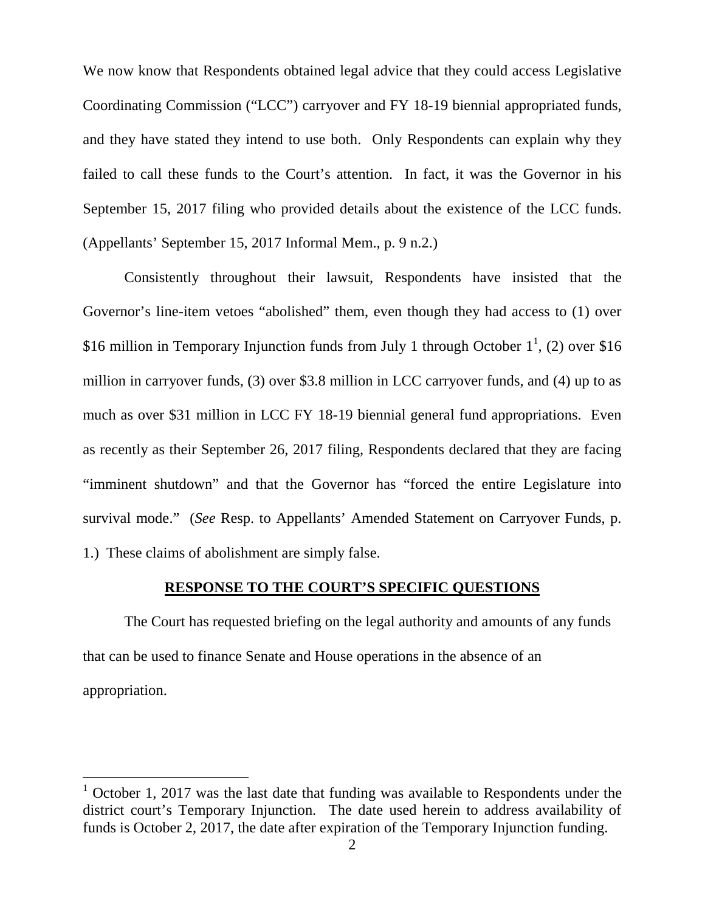We now know that Respondents obtained legal advice that they could access Legislative Coordinating Commission ("LCC") carryover and FY 18-19 biennial appropriated funds, and they have stated they intend to use both. Only Respondents can explain why they failed to call these funds to the Court's attention. In fact, it was the Governor in his September 15, 2017 filing who provided details about the existence of the LCC funds. (Appellants' September 15, 2017 Informal Mem., p. 9 n.2.)

Consistently throughout their lawsuit, Respondents have insisted that the Governor's line-item vetoes "abolished" them, even though they had access to (1) over \$16 million in Temporary Injunction funds from July 1 through October 1[1], (2) over \$16 million in carryover funds, (3) over \$3.8 million in LCC carryover funds, and (4) up to as much as over \$31 million in LCC FY 18-19 biennial general fund appropriations. Even as recently as their September 26, 2017 filing, Respondents declared that they are facing "imminent shutdown" and that the Governor has "forced the entire Legislature into survival mode." (*See* Resp. to Appellants' Amended Statement on Carryover Funds, p. 1.) These claims of abolishment are simply false.

**RESPONSE TO THE COURT'S SPECIFIC QUESTIONS**

The Court has requested briefing on the legal authority and amounts of any funds that can be used to finance Senate and House operations in the absence of an appropriation.

[1] October 1, 2017 was the last date that funding was available to Respondents under the district court's Temporary Injunction. The date used herein to address availability of funds is October 2, 2017, the date after expiration of the Temporary Injunction funding.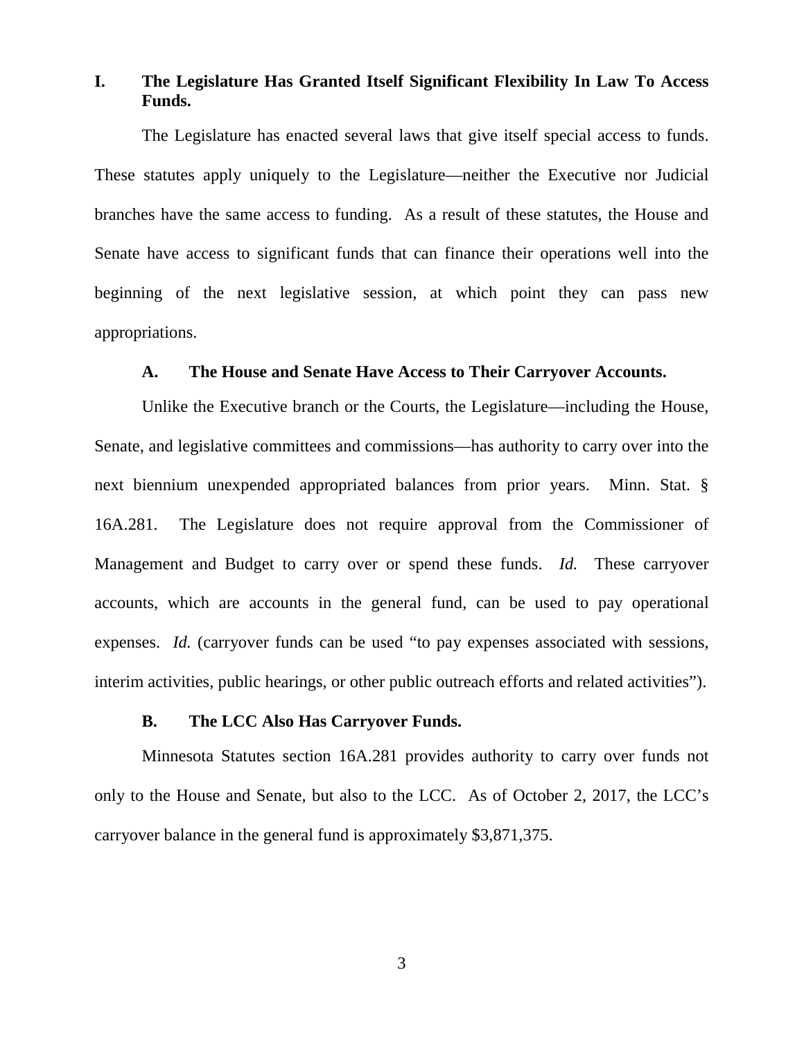## I. The Legislature Has Granted Itself Significant Flexibility In Law To Access Funds.

The Legislature has enacted several laws that give itself special access to funds. These statutes apply uniquely to the Legislature—neither the Executive nor Judicial branches have the same access to funding. As a result of these statutes, the House and Senate have access to significant funds that can finance their operations well into the beginning of the next legislative session, at which point they can pass new appropriations.

### A. The House and Senate Have Access to Their Carryover Accounts.

Unlike the Executive branch or the Courts, the Legislature—including the House, Senate, and legislative committees and commissions—has authority to carry over into the next biennium unexpended appropriated balances from prior years. Minn. Stat. § 16A.281. The Legislature does not require approval from the Commissioner of Management and Budget to carry over or spend these funds. *Id.* These carryover accounts, which are accounts in the general fund, can be used to pay operational expenses. *Id.* (carryover funds can be used "to pay expenses associated with sessions, interim activities, public hearings, or other public outreach efforts and related activities").

### B. The LCC Also Has Carryover Funds.

Minnesota Statutes section 16A.281 provides authority to carry over funds not only to the House and Senate, but also to the LCC. As of October 2, 2017, the LCC's carryover balance in the general fund is approximately $3,871,375.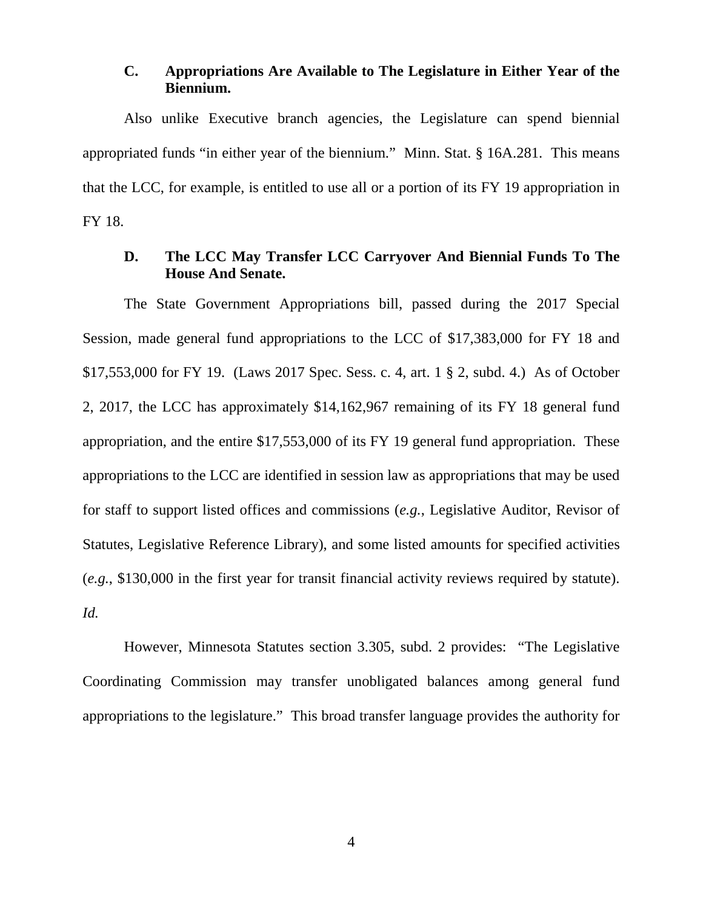### C. Appropriations Are Available to The Legislature in Either Year of the Biennium.

Also unlike Executive branch agencies, the Legislature can spend biennial appropriated funds "in either year of the biennium." Minn. Stat. § 16A.281. This means that the LCC, for example, is entitled to use all or a portion of its FY 19 appropriation in FY 18.

### D. The LCC May Transfer LCC Carryover And Biennial Funds To The House And Senate.

The State Government Appropriations bill, passed during the 2017 Special Session, made general fund appropriations to the LCC of $17,383,000 for FY 18 and $17,553,000 for FY 19. (Laws 2017 Spec. Sess. c. 4, art. 1 § 2, subd. 4.) As of October 2, 2017, the LCC has approximately $14,162,967 remaining of its FY 18 general fund appropriation, and the entire $17,553,000 of its FY 19 general fund appropriation. These appropriations to the LCC are identified in session law as appropriations that may be used for staff to support listed offices and commissions (*e.g.*, Legislative Auditor, Revisor of Statutes, Legislative Reference Library), and some listed amounts for specified activities (*e.g.*, $130,000 in the first year for transit financial activity reviews required by statute). *Id.*

However, Minnesota Statutes section 3.305, subd. 2 provides: "The Legislative Coordinating Commission may transfer unobligated balances among general fund appropriations to the legislature." This broad transfer language provides the authority for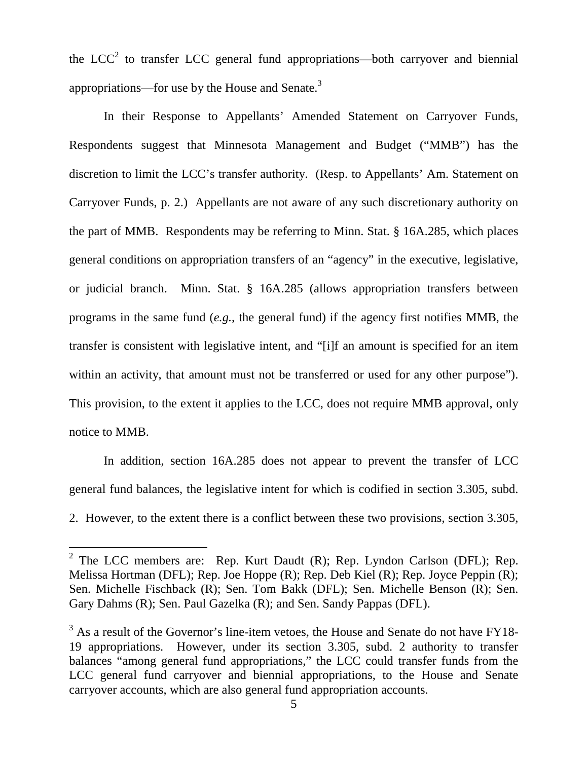the LCC[2] to transfer LCC general fund appropriations—both carryover and biennial appropriations—for use by the House and Senate.[3]

In their Response to Appellants' Amended Statement on Carryover Funds, Respondents suggest that Minnesota Management and Budget ("MMB") has the discretion to limit the LCC's transfer authority. (Resp. to Appellants' Am. Statement on Carryover Funds, p. 2.) Appellants are not aware of any such discretionary authority on the part of MMB. Respondents may be referring to Minn. Stat. § 16A.285, which places general conditions on appropriation transfers of an "agency" in the executive, legislative, or judicial branch. Minn. Stat. § 16A.285 (allows appropriation transfers between programs in the same fund (*e.g.*, the general fund) if the agency first notifies MMB, the transfer is consistent with legislative intent, and "[i]f an amount is specified for an item within an activity, that amount must not be transferred or used for any other purpose"). This provision, to the extent it applies to the LCC, does not require MMB approval, only notice to MMB.

In addition, section 16A.285 does not appear to prevent the transfer of LCC general fund balances, the legislative intent for which is codified in section 3.305, subd. 2. However, to the extent there is a conflict between these two provisions, section 3.305,

---

[2] The LCC members are: Rep. Kurt Daudt (R); Rep. Lyndon Carlson (DFL); Rep. Melissa Hortman (DFL); Rep. Joe Hoppe (R); Rep. Deb Kiel (R); Rep. Joyce Peppin (R); Sen. Michelle Fischback (R); Sen. Tom Bakk (DFL); Sen. Michelle Benson (R); Sen. Gary Dahms (R); Sen. Paul Gazelka (R); and Sen. Sandy Pappas (DFL).

[3] As a result of the Governor's line-item vetoes, the House and Senate do not have FY18-19 appropriations. However, under its section 3.305, subd. 2 authority to transfer balances "among general fund appropriations," the LCC could transfer funds from the LCC general fund carryover and biennial appropriations, to the House and Senate carryover accounts, which are also general fund appropriation accounts.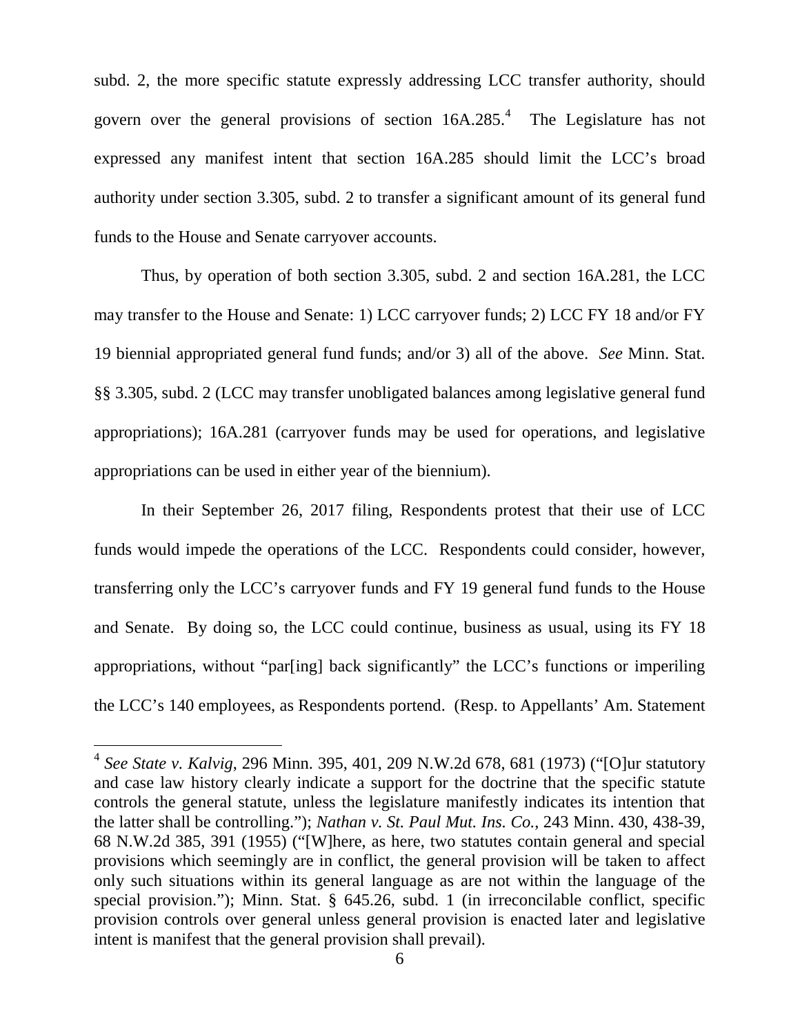subd. 2, the more specific statute expressly addressing LCC transfer authority, should govern over the general provisions of section 16A.285.[4] The Legislature has not expressed any manifest intent that section 16A.285 should limit the LCC's broad authority under section 3.305, subd. 2 to transfer a significant amount of its general fund funds to the House and Senate carryover accounts.

Thus, by operation of both section 3.305, subd. 2 and section 16A.281, the LCC may transfer to the House and Senate: 1) LCC carryover funds; 2) LCC FY 18 and/or FY 19 biennial appropriated general fund funds; and/or 3) all of the above. *See* Minn. Stat. §§ 3.305, subd. 2 (LCC may transfer unobligated balances among legislative general fund appropriations); 16A.281 (carryover funds may be used for operations, and legislative appropriations can be used in either year of the biennium).

In their September 26, 2017 filing, Respondents protest that their use of LCC funds would impede the operations of the LCC. Respondents could consider, however, transferring only the LCC's carryover funds and FY 19 general fund funds to the House and Senate. By doing so, the LCC could continue, business as usual, using its FY 18 appropriations, without "par[ing] back significantly" the LCC's functions or imperiling the LCC's 140 employees, as Respondents portend. (Resp. to Appellants' Am. Statement

---

[4] *See State v. Kalvig*, 296 Minn. 395, 401, 209 N.W.2d 678, 681 (1973) ("[O]ur statutory and case law history clearly indicate a support for the doctrine that the specific statute controls the general statute, unless the legislature manifestly indicates its intention that the latter shall be controlling."); *Nathan v. St. Paul Mut. Ins. Co.*, 243 Minn. 430, 438-39, 68 N.W.2d 385, 391 (1955) ("[W]here, as here, two statutes contain general and special provisions which seemingly are in conflict, the general provision will be taken to affect only such situations within its general language as are not within the language of the special provision."); Minn. Stat. § 645.26, subd. 1 (in irreconcilable conflict, specific provision controls over general unless general provision is enacted later and legislative intent is manifest that the general provision shall prevail).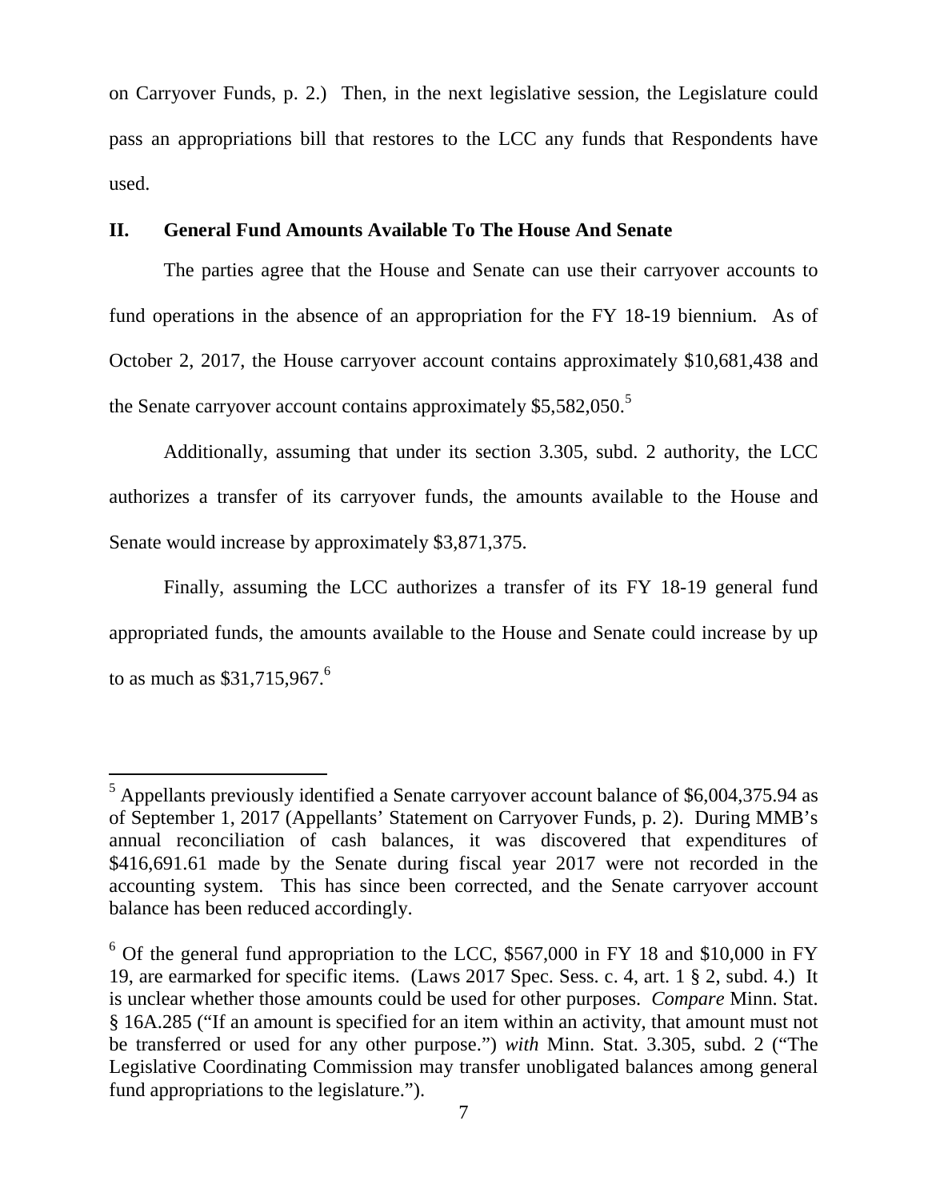on Carryover Funds, p. 2.) Then, in the next legislative session, the Legislature could pass an appropriations bill that restores to the LCC any funds that Respondents have used.

## II. General Fund Amounts Available To The House And Senate

The parties agree that the House and Senate can use their carryover accounts to fund operations in the absence of an appropriation for the FY 18-19 biennium. As of October 2, 2017, the House carryover account contains approximately $10,681,438 and the Senate carryover account contains approximately $5,582,050.[5]

Additionally, assuming that under its section 3.305, subd. 2 authority, the LCC authorizes a transfer of its carryover funds, the amounts available to the House and Senate would increase by approximately $3,871,375.

Finally, assuming the LCC authorizes a transfer of its FY 18-19 general fund appropriated funds, the amounts available to the House and Senate could increase by up to as much as $31,715,967.[6]

---

[5] Appellants previously identified a Senate carryover account balance of $6,004,375.94 as of September 1, 2017 (Appellants' Statement on Carryover Funds, p. 2). During MMB's annual reconciliation of cash balances, it was discovered that expenditures of $416,691.61 made by the Senate during fiscal year 2017 were not recorded in the accounting system. This has since been corrected, and the Senate carryover account balance has been reduced accordingly.

[6] Of the general fund appropriation to the LCC, $567,000 in FY 18 and $10,000 in FY 19, are earmarked for specific items. (Laws 2017 Spec. Sess. c. 4, art. 1 § 2, subd. 4.) It is unclear whether those amounts could be used for other purposes. *Compare* Minn. Stat. § 16A.285 ("If an amount is specified for an item within an activity, that amount must not be transferred or used for any other purpose.") *with* Minn. Stat. 3.305, subd. 2 ("The Legislative Coordinating Commission may transfer unobligated balances among general fund appropriations to the legislature.").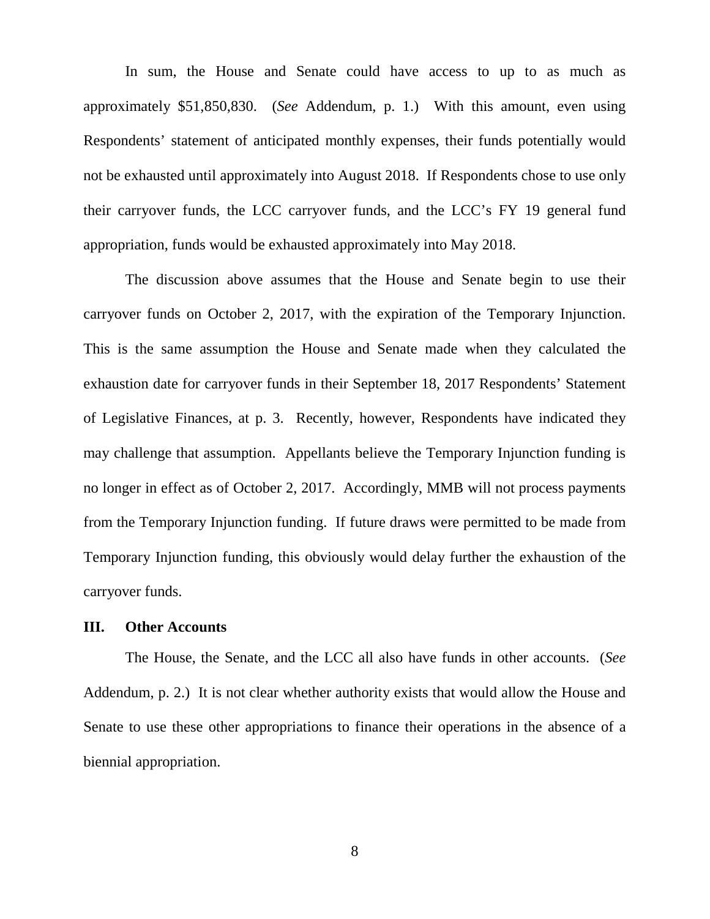In sum, the House and Senate could have access to up to as much as approximately $51,850,830. (*See* Addendum, p. 1.) With this amount, even using Respondents' statement of anticipated monthly expenses, their funds potentially would not be exhausted until approximately into August 2018. If Respondents chose to use only their carryover funds, the LCC carryover funds, and the LCC's FY 19 general fund appropriation, funds would be exhausted approximately into May 2018.

The discussion above assumes that the House and Senate begin to use their carryover funds on October 2, 2017, with the expiration of the Temporary Injunction. This is the same assumption the House and Senate made when they calculated the exhaustion date for carryover funds in their September 18, 2017 Respondents' Statement of Legislative Finances, at p. 3. Recently, however, Respondents have indicated they may challenge that assumption. Appellants believe the Temporary Injunction funding is no longer in effect as of October 2, 2017. Accordingly, MMB will not process payments from the Temporary Injunction funding. If future draws were permitted to be made from Temporary Injunction funding, this obviously would delay further the exhaustion of the carryover funds.

## III. Other Accounts

The House, the Senate, and the LCC all also have funds in other accounts. (*See* Addendum, p. 2.) It is not clear whether authority exists that would allow the House and Senate to use these other appropriations to finance their operations in the absence of a biennial appropriation.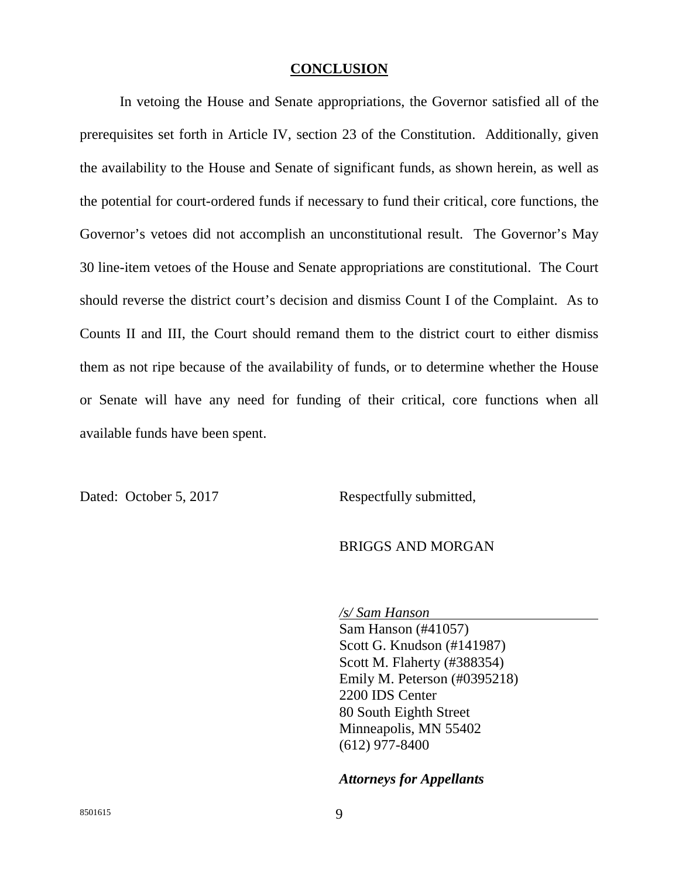## CONCLUSION

In vetoing the House and Senate appropriations, the Governor satisfied all of the prerequisites set forth in Article IV, section 23 of the Constitution. Additionally, given the availability to the House and Senate of significant funds, as shown herein, as well as the potential for court-ordered funds if necessary to fund their critical, core functions, the Governor's vetoes did not accomplish an unconstitutional result. The Governor's May 30 line-item vetoes of the House and Senate appropriations are constitutional. The Court should reverse the district court's decision and dismiss Count I of the Complaint. As to Counts II and III, the Court should remand them to the district court to either dismiss them as not ripe because of the availability of funds, or to determine whether the House or Senate will have any need for funding of their critical, core functions when all available funds have been spent.

Dated: October 5, 2017

Respectfully submitted,

BRIGGS AND MORGAN

*/s/ Sam Hanson*
Sam Hanson (#41057)
Scott G. Knudson (#141987)
Scott M. Flaherty (#388354)
Emily M. Peterson (#0395218)
2200 IDS Center
80 South Eighth Street
Minneapolis, MN 55402
(612) 977-8400

***Attorneys for Appellants***

8501615